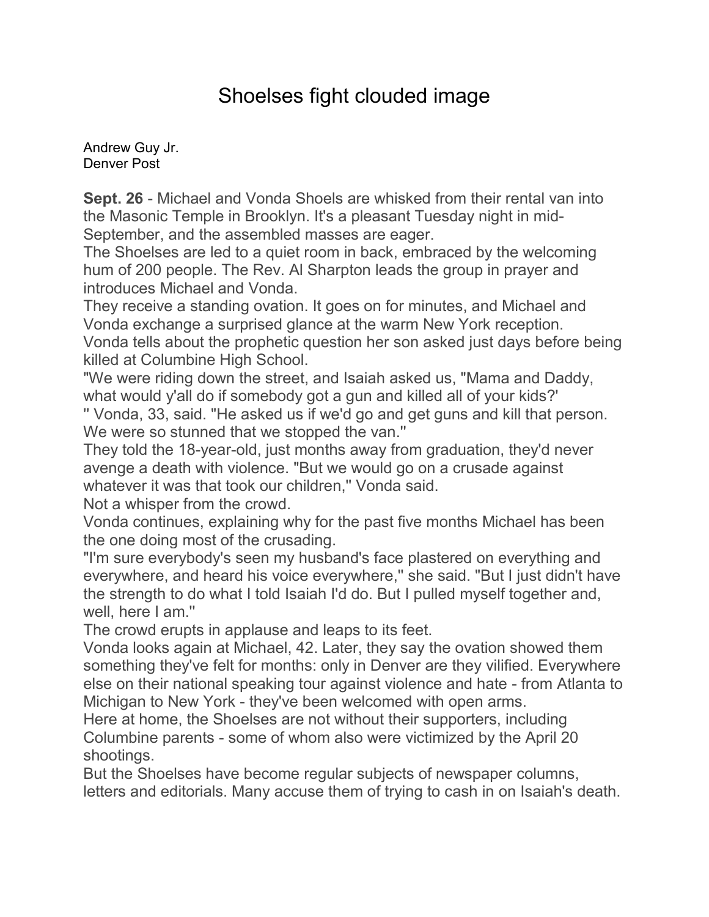# Shoelses fight clouded image

Andrew Guy Jr.
Denver Post

**Sept. 26** - Michael and Vonda Shoels are whisked from their rental van into the Masonic Temple in Brooklyn. It's a pleasant Tuesday night in mid-September, and the assembled masses are eager.

The Shoelses are led to a quiet room in back, embraced by the welcoming hum of 200 people. The Rev. Al Sharpton leads the group in prayer and introduces Michael and Vonda.

They receive a standing ovation. It goes on for minutes, and Michael and Vonda exchange a surprised glance at the warm New York reception.

Vonda tells about the prophetic question her son asked just days before being killed at Columbine High School.

"We were riding down the street, and Isaiah asked us, "Mama and Daddy, what would y'all do if somebody got a gun and killed all of your kids?'

'' Vonda, 33, said. "He asked us if we'd go and get guns and kill that person. We were so stunned that we stopped the van.''

They told the 18-year-old, just months away from graduation, they'd never avenge a death with violence. "But we would go on a crusade against whatever it was that took our children,'' Vonda said.

Not a whisper from the crowd.

Vonda continues, explaining why for the past five months Michael has been the one doing most of the crusading.

"I'm sure everybody's seen my husband's face plastered on everything and everywhere, and heard his voice everywhere,'' she said. "But I just didn't have the strength to do what I told Isaiah I'd do. But I pulled myself together and, well, here I am.''

The crowd erupts in applause and leaps to its feet.

Vonda looks again at Michael, 42. Later, they say the ovation showed them something they've felt for months: only in Denver are they vilified. Everywhere else on their national speaking tour against violence and hate - from Atlanta to Michigan to New York - they've been welcomed with open arms.

Here at home, the Shoelses are not without their supporters, including Columbine parents - some of whom also were victimized by the April 20 shootings.

But the Shoelses have become regular subjects of newspaper columns, letters and editorials. Many accuse them of trying to cash in on Isaiah's death.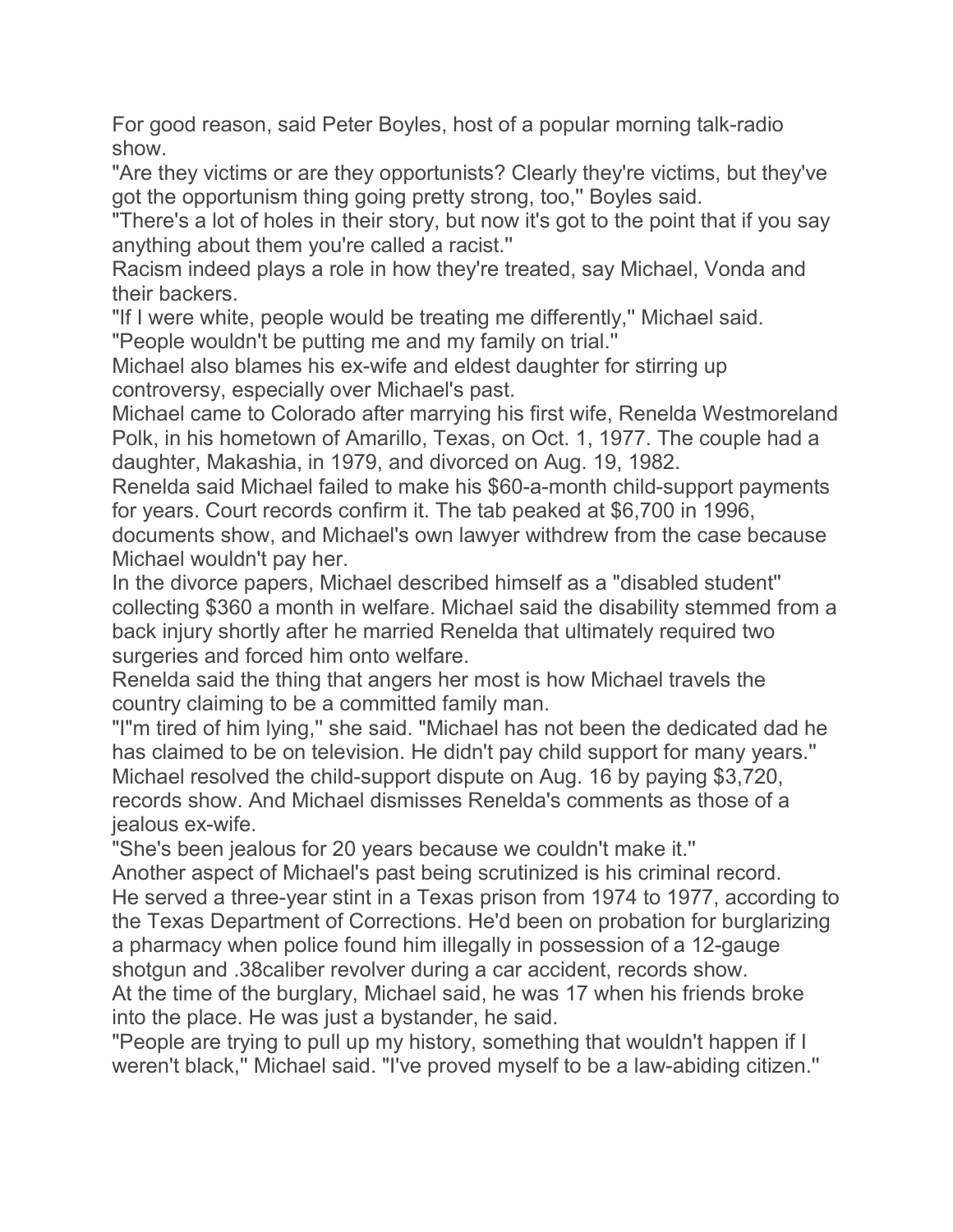For good reason, said Peter Boyles, host of a popular morning talk-radio show.

"Are they victims or are they opportunists? Clearly they're victims, but they've got the opportunism thing going pretty strong, too,'' Boyles said.

"There's a lot of holes in their story, but now it's got to the point that if you say anything about them you're called a racist.''

Racism indeed plays a role in how they're treated, say Michael, Vonda and their backers.

"If I were white, people would be treating me differently,'' Michael said. "People wouldn't be putting me and my family on trial.''

Michael also blames his ex-wife and eldest daughter for stirring up controversy, especially over Michael's past.

Michael came to Colorado after marrying his first wife, Renelda Westmoreland Polk, in his hometown of Amarillo, Texas, on Oct. 1, 1977. The couple had a daughter, Makashia, in 1979, and divorced on Aug. 19, 1982.

Renelda said Michael failed to make his $60-a-month child-support payments for years. Court records confirm it. The tab peaked at $6,700 in 1996, documents show, and Michael's own lawyer withdrew from the case because Michael wouldn't pay her.

In the divorce papers, Michael described himself as a "disabled student'' collecting $360 a month in welfare. Michael said the disability stemmed from a back injury shortly after he married Renelda that ultimately required two surgeries and forced him onto welfare.

Renelda said the thing that angers her most is how Michael travels the country claiming to be a committed family man.

"I"m tired of him lying,'' she said. "Michael has not been the dedicated dad he has claimed to be on television. He didn't pay child support for many years.''

Michael resolved the child-support dispute on Aug. 16 by paying $3,720, records show. And Michael dismisses Renelda's comments as those of a jealous ex-wife.

"She's been jealous for 20 years because we couldn't make it.''

Another aspect of Michael's past being scrutinized is his criminal record.

He served a three-year stint in a Texas prison from 1974 to 1977, according to the Texas Department of Corrections. He'd been on probation for burglarizing a pharmacy when police found him illegally in possession of a 12-gauge shotgun and .38caliber revolver during a car accident, records show.

At the time of the burglary, Michael said, he was 17 when his friends broke into the place. He was just a bystander, he said.

"People are trying to pull up my history, something that wouldn't happen if I weren't black,'' Michael said. "I've proved myself to be a law-abiding citizen.''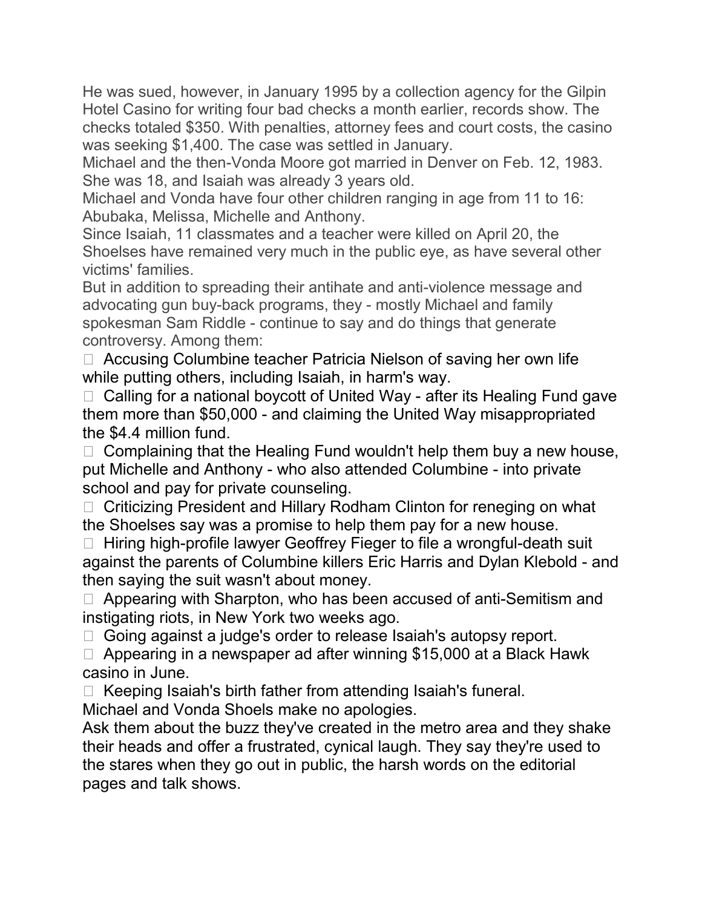He was sued, however, in January 1995 by a collection agency for the Gilpin Hotel Casino for writing four bad checks a month earlier, records show. The checks totaled $350. With penalties, attorney fees and court costs, the casino was seeking $1,400. The case was settled in January.

Michael and the then-Vonda Moore got married in Denver on Feb. 12, 1983. She was 18, and Isaiah was already 3 years old.

Michael and Vonda have four other children ranging in age from 11 to 16: Abubaka, Melissa, Michelle and Anthony.

Since Isaiah, 11 classmates and a teacher were killed on April 20, the Shoelses have remained very much in the public eye, as have several other victims' families.

But in addition to spreading their antihate and anti-violence message and advocating gun buy-back programs, they - mostly Michael and family spokesman Sam Riddle - continue to say and do things that generate controversy. Among them:

- Accusing Columbine teacher Patricia Nielson of saving her own life while putting others, including Isaiah, in harm's way.
- Calling for a national boycott of United Way - after its Healing Fund gave them more than $50,000 - and claiming the United Way misappropriated the $4.4 million fund.
- Complaining that the Healing Fund wouldn't help them buy a new house, put Michelle and Anthony - who also attended Columbine - into private school and pay for private counseling.
- Criticizing President and Hillary Rodham Clinton for reneging on what the Shoelses say was a promise to help them pay for a new house.
- Hiring high-profile lawyer Geoffrey Fieger to file a wrongful-death suit against the parents of Columbine killers Eric Harris and Dylan Klebold - and then saying the suit wasn't about money.
- Appearing with Sharpton, who has been accused of anti-Semitism and instigating riots, in New York two weeks ago.
- Going against a judge's order to release Isaiah's autopsy report.
- Appearing in a newspaper ad after winning $15,000 at a Black Hawk casino in June.
- Keeping Isaiah's birth father from attending Isaiah's funeral.

Michael and Vonda Shoels make no apologies.

Ask them about the buzz they've created in the metro area and they shake their heads and offer a frustrated, cynical laugh. They say they're used to the stares when they go out in public, the harsh words on the editorial pages and talk shows.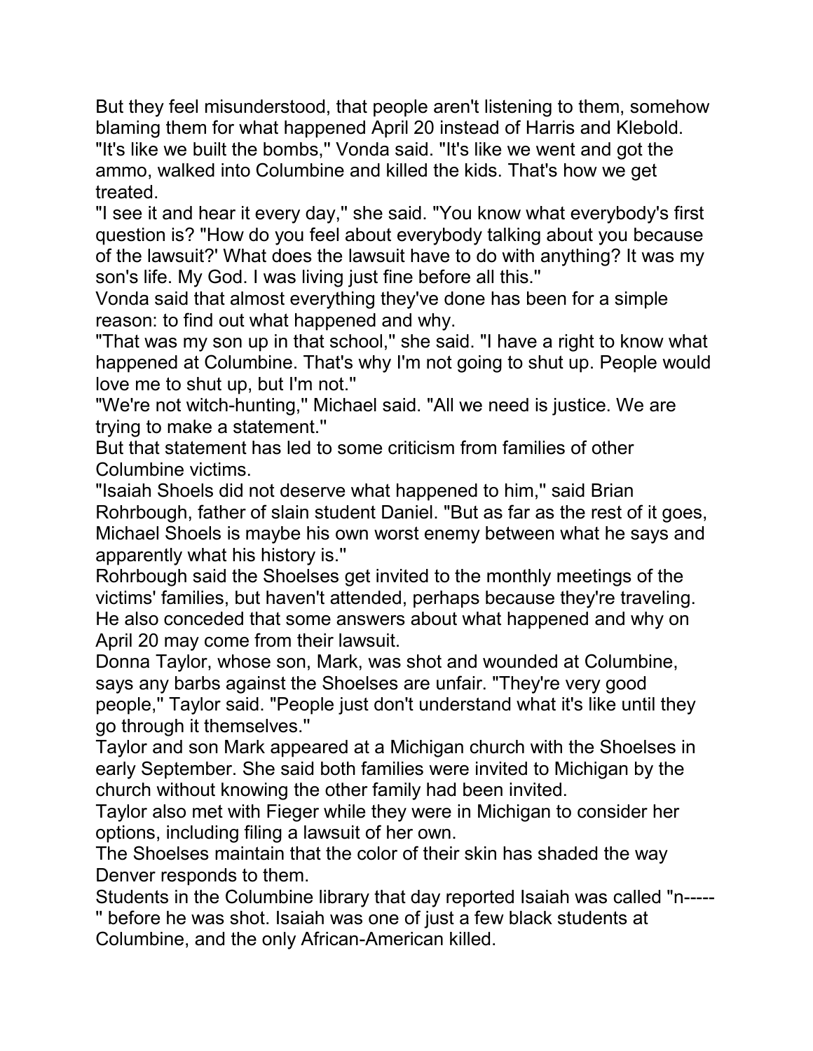But they feel misunderstood, that people aren't listening to them, somehow blaming them for what happened April 20 instead of Harris and Klebold.

"It's like we built the bombs,'' Vonda said. "It's like we went and got the ammo, walked into Columbine and killed the kids. That's how we get treated.

"I see it and hear it every day,'' she said. "You know what everybody's first question is? "How do you feel about everybody talking about you because of the lawsuit?' What does the lawsuit have to do with anything? It was my son's life. My God. I was living just fine before all this.''

Vonda said that almost everything they've done has been for a simple reason: to find out what happened and why.

"That was my son up in that school,'' she said. "I have a right to know what happened at Columbine. That's why I'm not going to shut up. People would love me to shut up, but I'm not.''

"We're not witch-hunting,'' Michael said. "All we need is justice. We are trying to make a statement.''

But that statement has led to some criticism from families of other Columbine victims.

"Isaiah Shoels did not deserve what happened to him,'' said Brian Rohrbough, father of slain student Daniel. "But as far as the rest of it goes, Michael Shoels is maybe his own worst enemy between what he says and apparently what his history is.''

Rohrbough said the Shoelses get invited to the monthly meetings of the victims' families, but haven't attended, perhaps because they're traveling. He also conceded that some answers about what happened and why on April 20 may come from their lawsuit.

Donna Taylor, whose son, Mark, was shot and wounded at Columbine, says any barbs against the Shoelses are unfair. "They're very good people,'' Taylor said. "People just don't understand what it's like until they go through it themselves.''

Taylor and son Mark appeared at a Michigan church with the Shoelses in early September. She said both families were invited to Michigan by the church without knowing the other family had been invited.

Taylor also met with Fieger while they were in Michigan to consider her options, including filing a lawsuit of her own.

The Shoelses maintain that the color of their skin has shaded the way Denver responds to them.

Students in the Columbine library that day reported Isaiah was called "n-----'' before he was shot. Isaiah was one of just a few black students at Columbine, and the only African-American killed.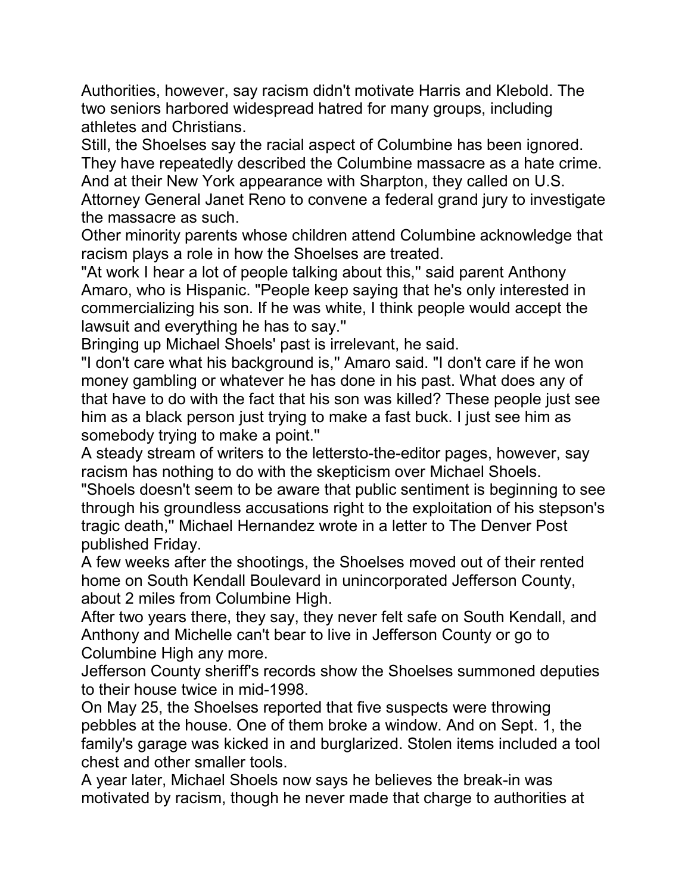Authorities, however, say racism didn't motivate Harris and Klebold. The two seniors harbored widespread hatred for many groups, including athletes and Christians.

Still, the Shoelses say the racial aspect of Columbine has been ignored. They have repeatedly described the Columbine massacre as a hate crime. And at their New York appearance with Sharpton, they called on U.S. Attorney General Janet Reno to convene a federal grand jury to investigate the massacre as such.

Other minority parents whose children attend Columbine acknowledge that racism plays a role in how the Shoelses are treated.

"At work I hear a lot of people talking about this,'' said parent Anthony Amaro, who is Hispanic. "People keep saying that he's only interested in commercializing his son. If he was white, I think people would accept the lawsuit and everything he has to say.''

Bringing up Michael Shoels' past is irrelevant, he said.

"I don't care what his background is,'' Amaro said. "I don't care if he won money gambling or whatever he has done in his past. What does any of that have to do with the fact that his son was killed? These people just see him as a black person just trying to make a fast buck. I just see him as somebody trying to make a point.''

A steady stream of writers to the lettersto-the-editor pages, however, say racism has nothing to do with the skepticism over Michael Shoels.

"Shoels doesn't seem to be aware that public sentiment is beginning to see through his groundless accusations right to the exploitation of his stepson's tragic death,'' Michael Hernandez wrote in a letter to The Denver Post published Friday.

A few weeks after the shootings, the Shoelses moved out of their rented home on South Kendall Boulevard in unincorporated Jefferson County, about 2 miles from Columbine High.

After two years there, they say, they never felt safe on South Kendall, and Anthony and Michelle can't bear to live in Jefferson County or go to Columbine High any more.

Jefferson County sheriff's records show the Shoelses summoned deputies to their house twice in mid-1998.

On May 25, the Shoelses reported that five suspects were throwing pebbles at the house. One of them broke a window. And on Sept. 1, the family's garage was kicked in and burglarized. Stolen items included a tool chest and other smaller tools.

A year later, Michael Shoels now says he believes the break-in was motivated by racism, though he never made that charge to authorities at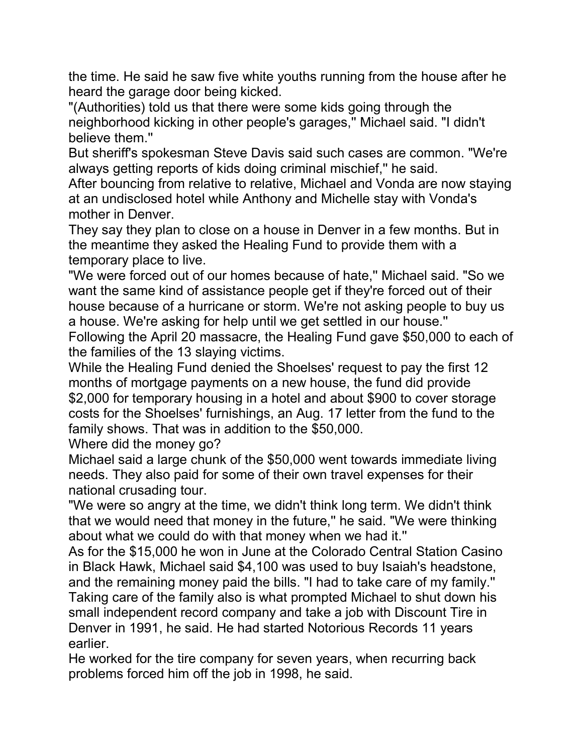the time. He said he saw five white youths running from the house after he heard the garage door being kicked.

"(Authorities) told us that there were some kids going through the neighborhood kicking in other people's garages,'' Michael said. "I didn't believe them.''

But sheriff's spokesman Steve Davis said such cases are common. "We're always getting reports of kids doing criminal mischief,'' he said.

After bouncing from relative to relative, Michael and Vonda are now staying at an undisclosed hotel while Anthony and Michelle stay with Vonda's mother in Denver.

They say they plan to close on a house in Denver in a few months. But in the meantime they asked the Healing Fund to provide them with a temporary place to live.

"We were forced out of our homes because of hate,'' Michael said. "So we want the same kind of assistance people get if they're forced out of their house because of a hurricane or storm. We're not asking people to buy us a house. We're asking for help until we get settled in our house.''

Following the April 20 massacre, the Healing Fund gave $50,000 to each of the families of the 13 slaying victims.

While the Healing Fund denied the Shoelses' request to pay the first 12 months of mortgage payments on a new house, the fund did provide $2,000 for temporary housing in a hotel and about $900 to cover storage costs for the Shoelses' furnishings, an Aug. 17 letter from the fund to the family shows. That was in addition to the $50,000.

Where did the money go?

Michael said a large chunk of the $50,000 went towards immediate living needs. They also paid for some of their own travel expenses for their national crusading tour.

"We were so angry at the time, we didn't think long term. We didn't think that we would need that money in the future,'' he said. "We were thinking about what we could do with that money when we had it.''

As for the $15,000 he won in June at the Colorado Central Station Casino in Black Hawk, Michael said $4,100 was used to buy Isaiah's headstone, and the remaining money paid the bills. "I had to take care of my family.''

Taking care of the family also is what prompted Michael to shut down his small independent record company and take a job with Discount Tire in Denver in 1991, he said. He had started Notorious Records 11 years earlier.

He worked for the tire company for seven years, when recurring back problems forced him off the job in 1998, he said.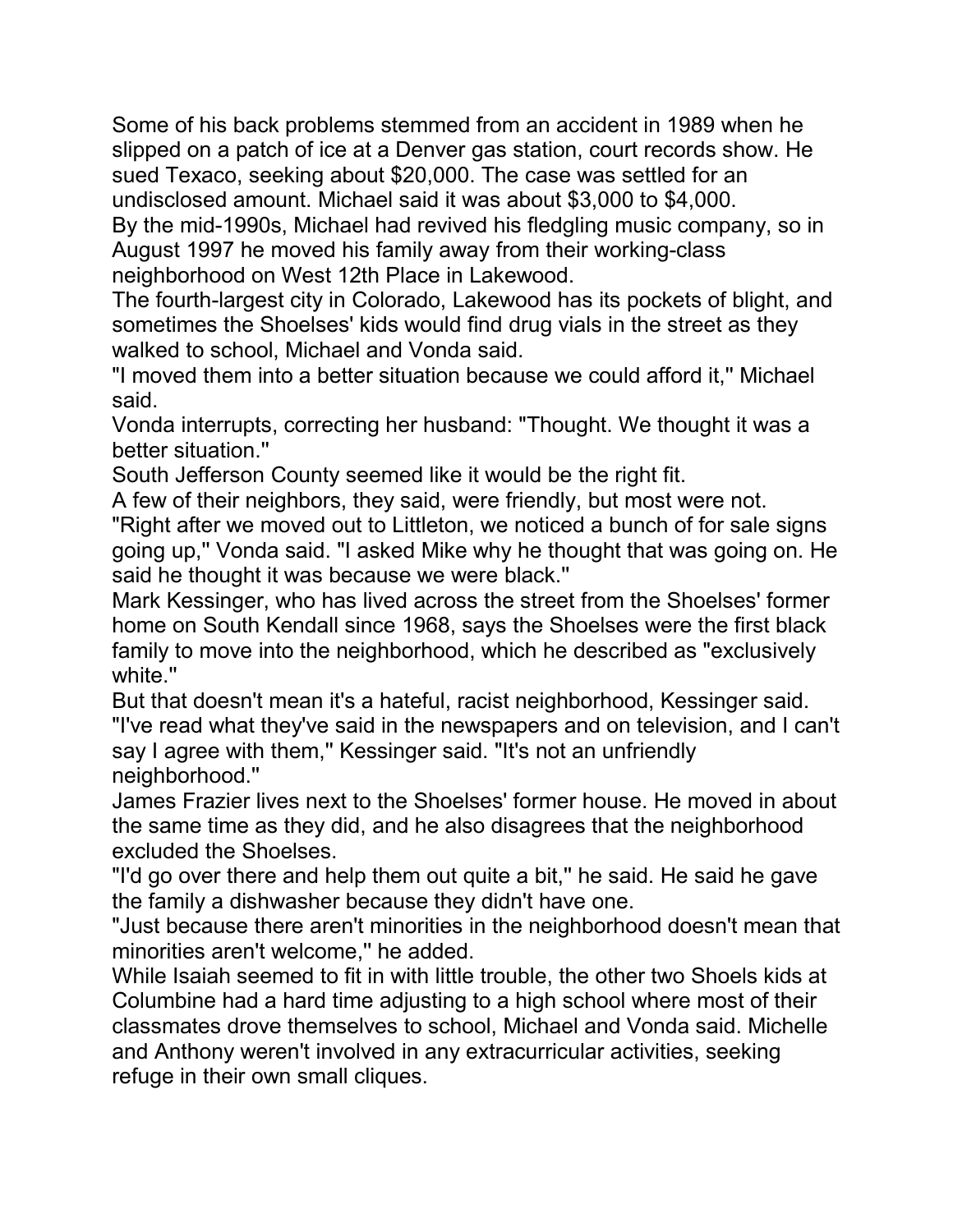Some of his back problems stemmed from an accident in 1989 when he slipped on a patch of ice at a Denver gas station, court records show. He sued Texaco, seeking about $20,000. The case was settled for an undisclosed amount. Michael said it was about $3,000 to $4,000.

By the mid-1990s, Michael had revived his fledgling music company, so in August 1997 he moved his family away from their working-class neighborhood on West 12th Place in Lakewood.

The fourth-largest city in Colorado, Lakewood has its pockets of blight, and sometimes the Shoelses' kids would find drug vials in the street as they walked to school, Michael and Vonda said.

"I moved them into a better situation because we could afford it," Michael said.

Vonda interrupts, correcting her husband: "Thought. We thought it was a better situation."

South Jefferson County seemed like it would be the right fit.

A few of their neighbors, they said, were friendly, but most were not.

"Right after we moved out to Littleton, we noticed a bunch of for sale signs going up," Vonda said. "I asked Mike why he thought that was going on. He said he thought it was because we were black."

Mark Kessinger, who has lived across the street from the Shoelses' former home on South Kendall since 1968, says the Shoelses were the first black family to move into the neighborhood, which he described as "exclusively white."

But that doesn't mean it's a hateful, racist neighborhood, Kessinger said. "I've read what they've said in the newspapers and on television, and I can't say I agree with them," Kessinger said. "It's not an unfriendly neighborhood."

James Frazier lives next to the Shoelses' former house. He moved in about the same time as they did, and he also disagrees that the neighborhood excluded the Shoelses.

"I'd go over there and help them out quite a bit," he said. He said he gave the family a dishwasher because they didn't have one.

"Just because there aren't minorities in the neighborhood doesn't mean that minorities aren't welcome," he added.

While Isaiah seemed to fit in with little trouble, the other two Shoels kids at Columbine had a hard time adjusting to a high school where most of their classmates drove themselves to school, Michael and Vonda said. Michelle and Anthony weren't involved in any extracurricular activities, seeking refuge in their own small cliques.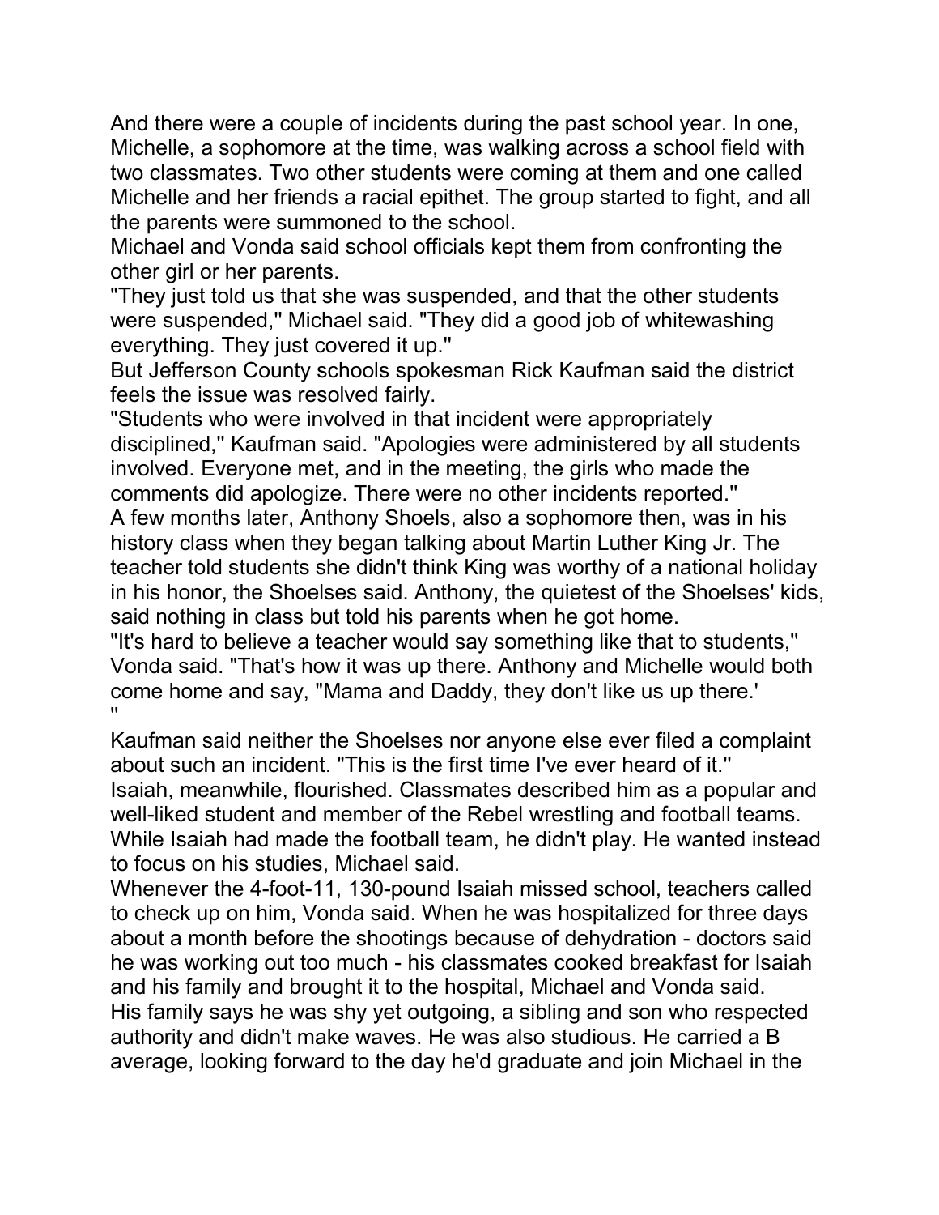And there were a couple of incidents during the past school year. In one, Michelle, a sophomore at the time, was walking across a school field with two classmates. Two other students were coming at them and one called Michelle and her friends a racial epithet. The group started to fight, and all the parents were summoned to the school.

Michael and Vonda said school officials kept them from confronting the other girl or her parents.

"They just told us that she was suspended, and that the other students were suspended,'' Michael said. "They did a good job of whitewashing everything. They just covered it up.''

But Jefferson County schools spokesman Rick Kaufman said the district feels the issue was resolved fairly.

"Students who were involved in that incident were appropriately disciplined,'' Kaufman said. "Apologies were administered by all students involved. Everyone met, and in the meeting, the girls who made the comments did apologize. There were no other incidents reported.''

A few months later, Anthony Shoels, also a sophomore then, was in his history class when they began talking about Martin Luther King Jr. The teacher told students she didn't think King was worthy of a national holiday in his honor, the Shoelses said. Anthony, the quietest of the Shoelses' kids, said nothing in class but told his parents when he got home.

"It's hard to believe a teacher would say something like that to students,'' Vonda said. "That's how it was up there. Anthony and Michelle would both come home and say, "Mama and Daddy, they don't like us up there.'
''

Kaufman said neither the Shoelses nor anyone else ever filed a complaint about such an incident. "This is the first time I've ever heard of it.''

Isaiah, meanwhile, flourished. Classmates described him as a popular and well-liked student and member of the Rebel wrestling and football teams. While Isaiah had made the football team, he didn't play. He wanted instead to focus on his studies, Michael said.

Whenever the 4-foot-11, 130-pound Isaiah missed school, teachers called to check up on him, Vonda said. When he was hospitalized for three days about a month before the shootings because of dehydration - doctors said he was working out too much - his classmates cooked breakfast for Isaiah and his family and brought it to the hospital, Michael and Vonda said.

His family says he was shy yet outgoing, a sibling and son who respected authority and didn't make waves. He was also studious. He carried a B average, looking forward to the day he'd graduate and join Michael in the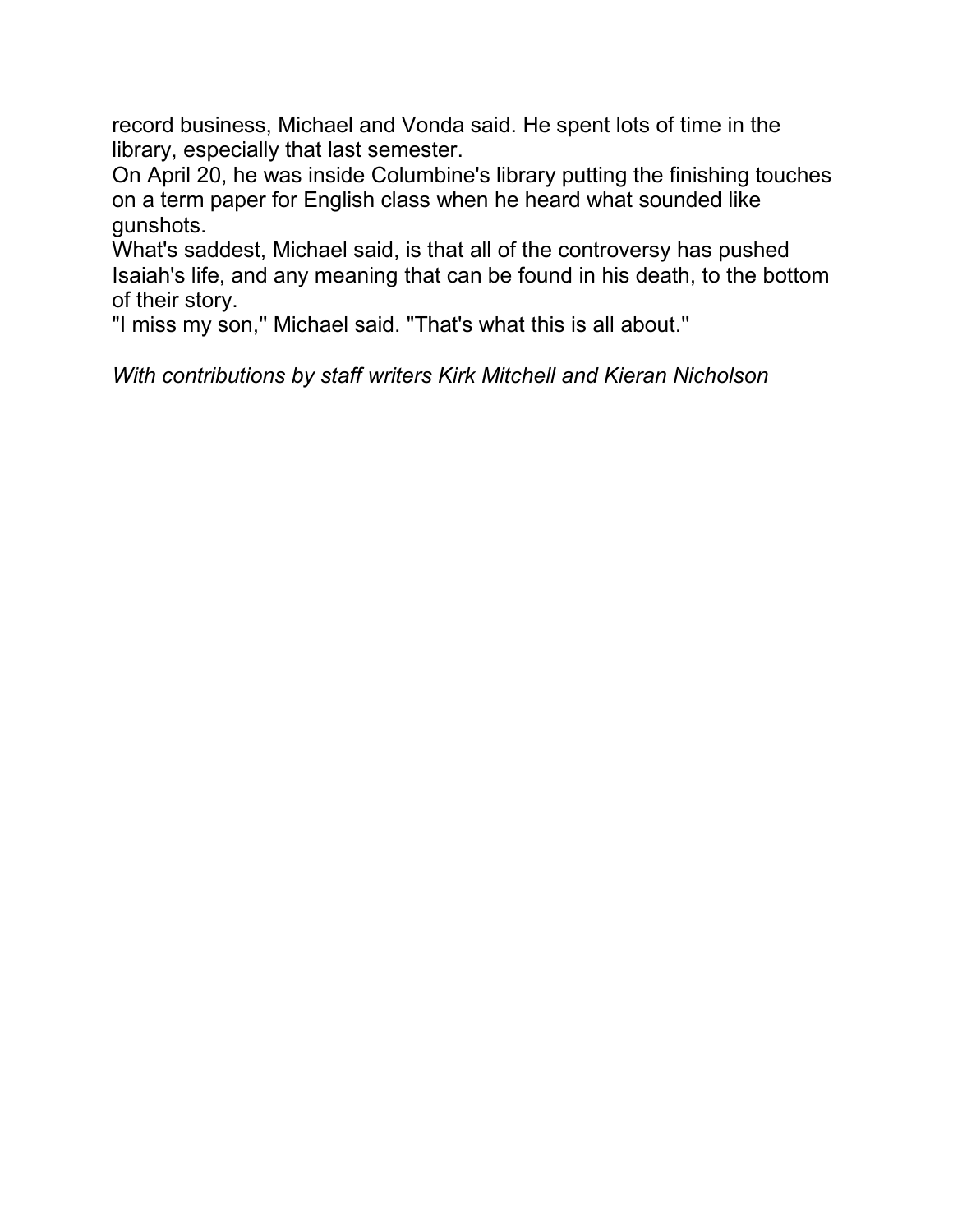record business, Michael and Vonda said. He spent lots of time in the library, especially that last semester.

On April 20, he was inside Columbine's library putting the finishing touches on a term paper for English class when he heard what sounded like gunshots.

What's saddest, Michael said, is that all of the controversy has pushed Isaiah's life, and any meaning that can be found in his death, to the bottom of their story.

"I miss my son," Michael said. "That's what this is all about."

*With contributions by staff writers Kirk Mitchell and Kieran Nicholson*